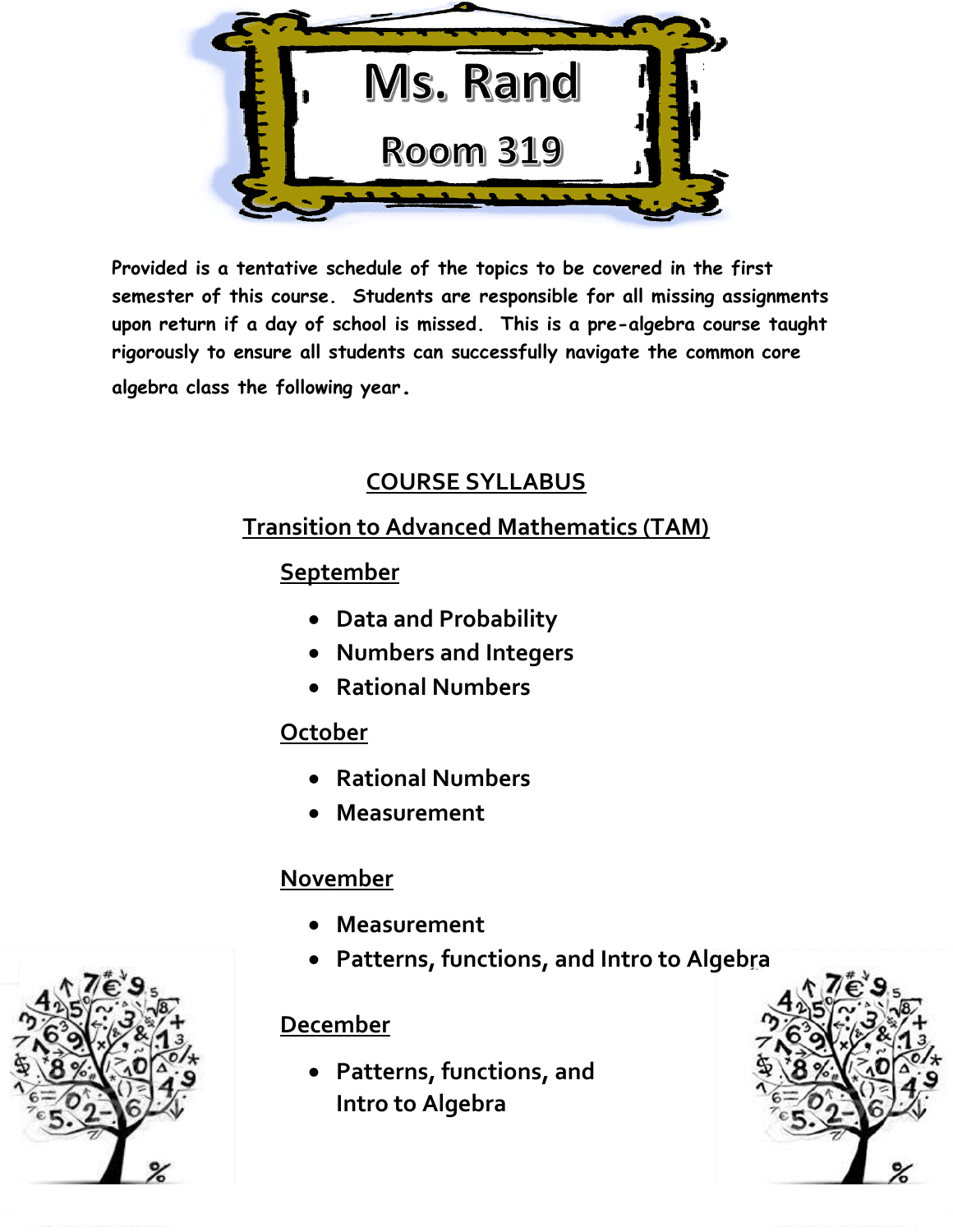# Ms. Rand

## Room 319

Provided is a tentative schedule of the topics to be covered in the first semester of this course. Students are responsible for all missing assignments upon return if a day of school is missed. This is a pre-algebra course taught rigorously to ensure all students can successfully navigate the common core algebra class the following year.

## COURSE SYLLABUS

## Transition to Advanced Mathematics (TAM)

### September

- Data and Probability
- Numbers and Integers
- Rational Numbers

### October

- Rational Numbers
- Measurement

### November

- Measurement
- Patterns, functions, and Intro to Algebra

### December

- Patterns, functions, and Intro to Algebra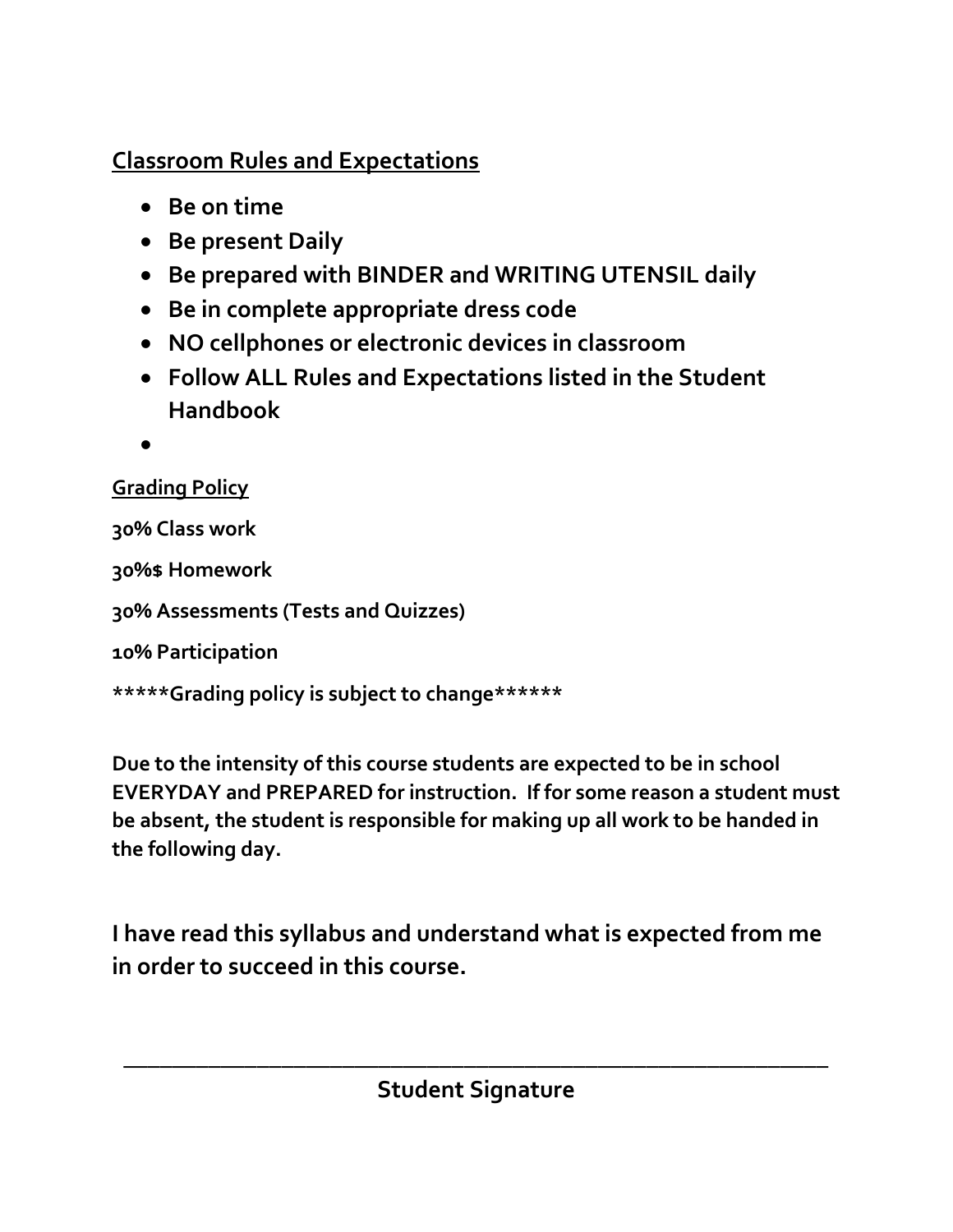**Classroom Rules and Expectations**

- **Be on time**
- **Be present Daily**
- **Be prepared with BINDER and WRITING UTENSIL daily**
- **Be in complete appropriate dress code**
- **NO cellphones or electronic devices in classroom**
- **Follow ALL Rules and Expectations listed in the Student Handbook**
-

**Grading Policy**

**30% Class work**

**30%$ Homework**

**30% Assessments (Tests and Quizzes)**

**10% Participation**

**\*\*\*\*\*Grading policy is subject to change\*\*\*\*\*\***

**Due to the intensity of this course students are expected to be in school EVERYDAY and PREPARED for instruction. If for some reason a student must be absent, the student is responsible for making up all work to be handed in the following day.**

**I have read this syllabus and understand what is expected from me in order to succeed in this course.**

\_\_\_\_\_\_\_\_\_\_\_\_\_\_\_\_\_\_\_\_\_\_\_\_\_\_\_\_\_\_\_\_\_\_\_\_\_\_\_\_\_\_\_\_\_\_\_\_\_\_

**Student Signature**